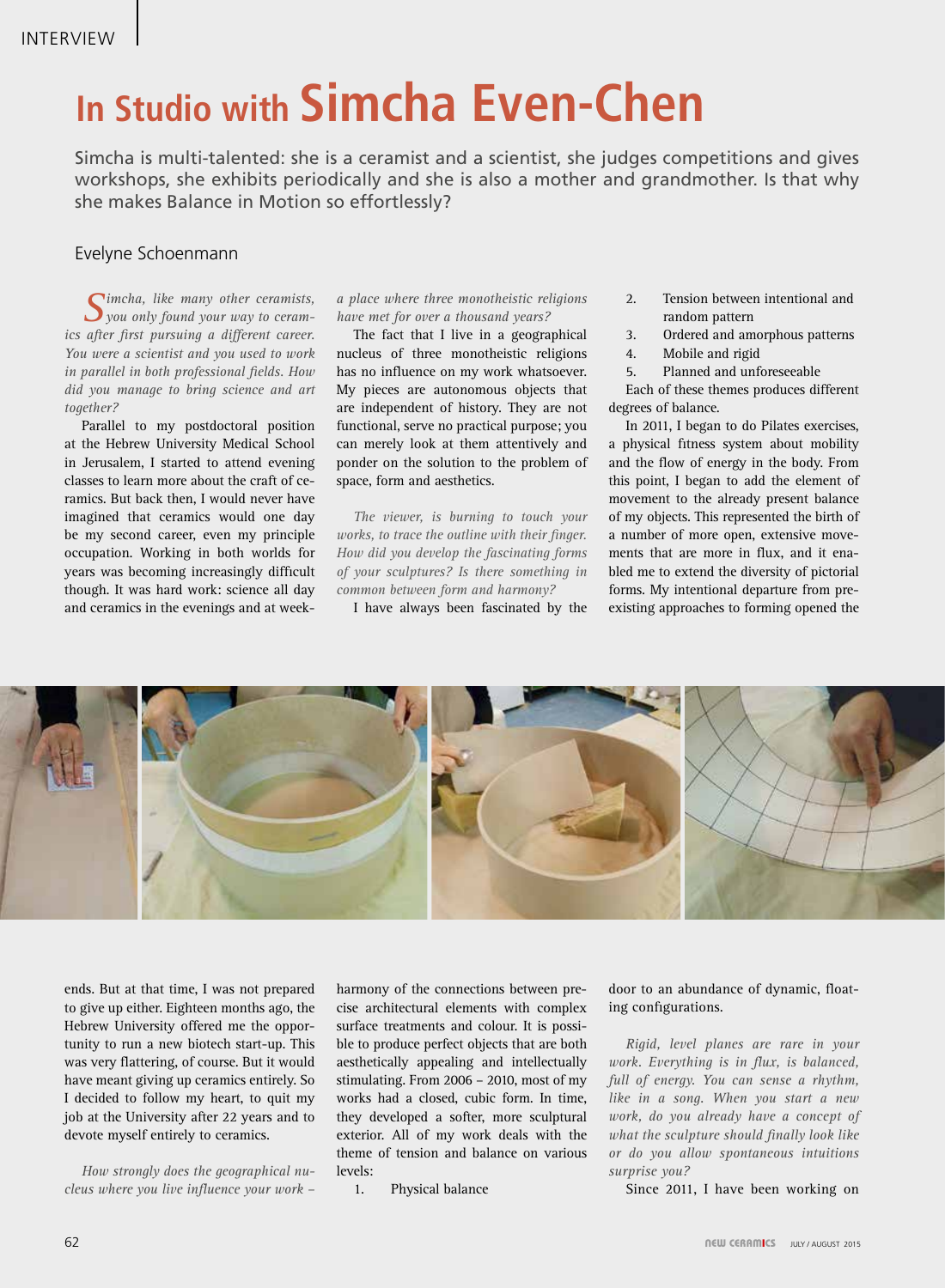# In Studio with Simcha Even-Chen

Simcha is multi-talented: she is a ceramist and a scientist, she judges competitions and gives workshops, she exhibits periodically and she is also a mother and grandmother. Is that why she makes Balance in Motion so effortlessly?

Evelyne Schoenmann

*Simcha, like many other ceramists, you only found your way to ceramics after first pursuing a different career. You were a scientist and you used to work in parallel in both professional fields. How did you manage to bring science and art together?*

Parallel to my postdoctoral position at the Hebrew University Medical School in Jerusalem, I started to attend evening classes to learn more about the craft of ceramics. But back then, I would never have imagined that ceramics would one day be my second career, even my principle occupation. Working in both worlds for years was becoming increasingly difficult though. It was hard work: science all day and ceramics in the evenings and at weekends. But at that time, I was not prepared to give up either. Eighteen months ago, the Hebrew University offered me the opportunity to run a new biotech start-up. This was very flattering, of course. But it would have meant giving up ceramics entirely. So I decided to follow my heart, to quit my job at the University after 22 years and to devote myself entirely to ceramics.

*How strongly does the geographical nucleus where you live influence your work – a place where three monotheistic religions have met for over a thousand years?*

The fact that I live in a geographical nucleus of three monotheistic religions has no influence on my work whatsoever. My pieces are autonomous objects that are independent of history. They are not functional, serve no practical purpose; you can merely look at them attentively and ponder on the solution to the problem of space, form and aesthetics.

*The viewer, is burning to touch your works, to trace the outline with their finger. How did you develop the fascinating forms of your sculptures? Is there something in common between form and harmony?*

I have always been fascinated by the harmony of the connections between precise architectural elements with complex surface treatments and colour. It is possible to produce perfect objects that are both aesthetically appealing and intellectually stimulating. From 2006 – 2010, most of my works had a closed, cubic form. In time, they developed a softer, more sculptural exterior. All of my work deals with the theme of tension and balance on various levels:

1. Physical balance
2. Tension between intentional and random pattern
3. Ordered and amorphous patterns
4. Mobile and rigid
5. Planned and unforeseeable

Each of these themes produces different degrees of balance.

In 2011, I began to do Pilates exercises, a physical fitness system about mobility and the flow of energy in the body. From this point, I began to add the element of movement to the already present balance of my objects. This represented the birth of a number of more open, extensive movements that are more in flux, and it enabled me to extend the diversity of pictorial forms. My intentional departure from preexisting approaches to forming opened the door to an abundance of dynamic, floating configurations.

*Rigid, level planes are rare in your work. Everything is in flux, is balanced, full of energy. You can sense a rhythm, like in a song. When you start a new work, do you already have a concept of what the sculpture should finally look like or do you allow spontaneous intuitions surprise you?*

Since 2011, I have been working on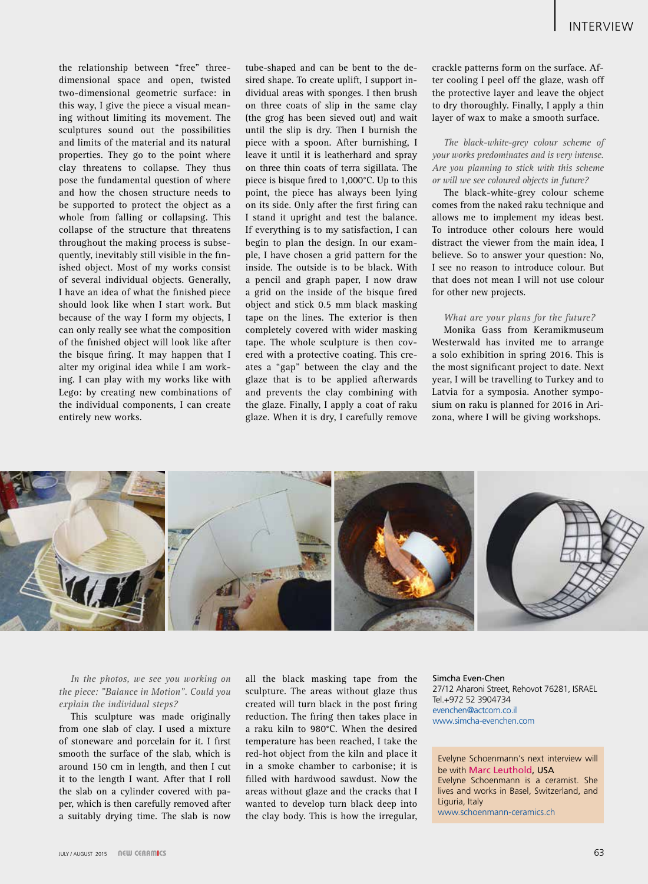the relationship between "free" three-dimensional space and open, twisted two-dimensional geometric surface: in this way, I give the piece a visual meaning without limiting its movement. The sculptures sound out the possibilities and limits of the material and its natural properties. They go to the point where clay threatens to collapse. They thus pose the fundamental question of where and how the chosen structure needs to be supported to protect the object as a whole from falling or collapsing. This collapse of the structure that threatens throughout the making process is subsequently, inevitably still visible in the finished object. Most of my works consist of several individual objects. Generally, I have an idea of what the finished piece should look like when I start work. But because of the way I form my objects, I can only really see what the composition of the finished object will look like after the bisque firing. It may happen that I alter my original idea while I am working. I can play with my works like with Lego: by creating new combinations of the individual components, I can create entirely new works.

tube-shaped and can be bent to the desired shape. To create uplift, I support individual areas with sponges. I then brush on three coats of slip in the same clay (the grog has been sieved out) and wait until the slip is dry. Then I burnish the piece with a spoon. After burnishing, I leave it until it is leatherhard and spray on three thin coats of terra sigillata. The piece is bisque fired to 1,000°C. Up to this point, the piece has always been lying on its side. Only after the first firing can I stand it upright and test the balance. If everything is to my satisfaction, I can begin to plan the design. In our example, I have chosen a grid pattern for the inside. The outside is to be black. With a pencil and graph paper, I now draw a grid on the inside of the bisque fired object and stick 0.5 mm black masking tape on the lines. The exterior is then completely covered with wider masking tape. The whole sculpture is then covered with a protective coating. This creates a "gap" between the clay and the glaze that is to be applied afterwards and prevents the clay combining with the glaze. Finally, I apply a coat of raku glaze. When it is dry, I carefully remove crackle patterns form on the surface. After cooling I peel off the glaze, wash off the protective layer and leave the object to dry thoroughly. Finally, I apply a thin layer of wax to make a smooth surface.

*The black-white-grey colour scheme of your works predominates and is very intense. Are you planning to stick with this scheme or will we see coloured objects in future?*

The black-white-grey colour scheme comes from the naked raku technique and allows me to implement my ideas best. To introduce other colours here would distract the viewer from the main idea, I believe. So to answer your question: No, I see no reason to introduce colour. But that does not mean I will not use colour for other new projects.

*What are your plans for the future?*

Monika Gass from Keramikmuseum Westerwald has invited me to arrange a solo exhibition in spring 2016. This is the most significant project to date. Next year, I will be travelling to Turkey and to Latvia for a symposia. Another symposium on raku is planned for 2016 in Arizona, where I will be giving workshops.

*In the photos, we see you working on the piece: "Balance in Motion". Could you explain the individual steps?*

This sculpture was made originally from one slab of clay. I used a mixture of stoneware and porcelain for it. I first smooth the surface of the slab, which is around 150 cm in length, and then I cut it to the length I want. After that I roll the slab on a cylinder covered with paper, which is then carefully removed after a suitably drying time. The slab is now all the black masking tape from the sculpture. The areas without glaze thus created will turn black in the post firing reduction. The firing then takes place in a raku kiln to 980°C. When the desired temperature has been reached, I take the red-hot object from the kiln and place it in a smoke chamber to carbonise; it is filled with hardwood sawdust. Now the areas without glaze and the cracks that I wanted to develop turn black deep into the clay body. This is how the irregular,

Simcha Even-Chen
27/12 Aharoni Street, Rehovot 76281, ISRAEL
Tel.+972 52 3904734
evenchen@actcom.co.il
www.simcha-evenchen.com

Evelyne Schoenmann's next interview will be with Marc Leuthold, USA
Evelyne Schoenmann is a ceramist. She lives and works in Basel, Switzerland, and Liguria, Italy
www.schoenmann-ceramics.ch